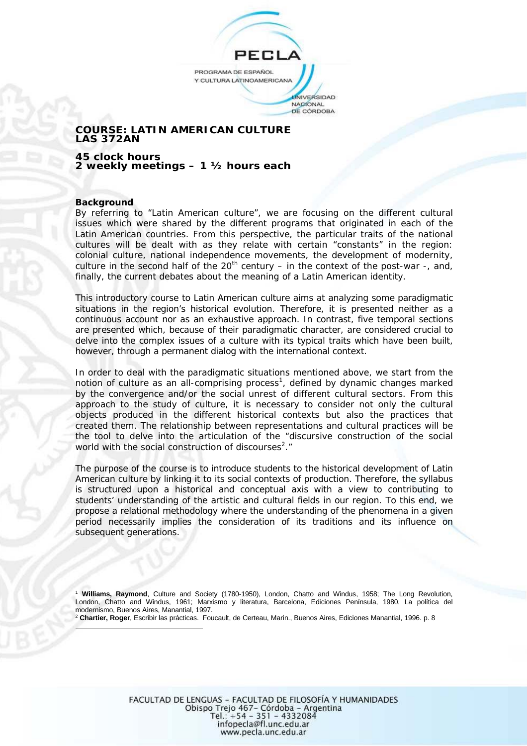# COURSE: LATIN AMERICAN CULTURE
# LAS 372AN

## 45 clock hours
## 2 weekly meetings – 1 ½ hours each

**Background**

By referring to "Latin American culture", we are focusing on the different cultural issues which were shared by the different programs that originated in each of the Latin American countries. From this perspective, the particular traits of the national cultures will be dealt with as they relate with certain "constants" in the region: colonial culture, national independence movements, the development of modernity, culture in the second half of the 20th century – in the context of the post-war -, and, finally, the current debates about the meaning of a Latin American identity.

This introductory course to Latin American culture aims at analyzing some paradigmatic situations in the region's historical evolution. Therefore, it is presented neither as a continuous account nor as an exhaustive approach. In contrast, five temporal sections are presented which, because of their paradigmatic character, are considered crucial to delve into the complex issues of a culture with its typical traits which have been built, however, through a permanent dialog with the international context.

In order to deal with the paradigmatic situations mentioned above, we start from the notion of culture as an all-comprising process[1], defined by dynamic changes marked by the convergence and/or the social unrest of different cultural sectors. From this approach to the study of culture, it is necessary to consider not only the cultural objects produced in the different historical contexts but also the practices that created them. The relationship between representations and cultural practices will be the tool to delve into the articulation of the "discursive construction of the social world with the social construction of discourses[2]."

The purpose of the course is to introduce students to the historical development of Latin American culture by linking it to its social contexts of production. Therefore, the syllabus is structured upon a historical and conceptual axis with a view to contributing to students' understanding of the artistic and cultural fields in our region. To this end, we propose a relational methodology where the understanding of the phenomena in a given period necessarily implies the consideration of its traditions and its influence on subsequent generations.

---

[1] **Williams, Raymond**, Culture and Society (1780-1950), London, Chatto and Windus, 1958; The Long Revolution, London, Chatto and Windus, 1961; Marxismo y literatura, Barcelona, Ediciones Península, 1980, La política del modernismo, Buenos Aires, Manantial, 1997.

[2] **Chartier, Roger**, Escribir las prácticas. Foucault, de Certeau, Marin., Buenos Aires, Ediciones Manantial, 1996. p. 8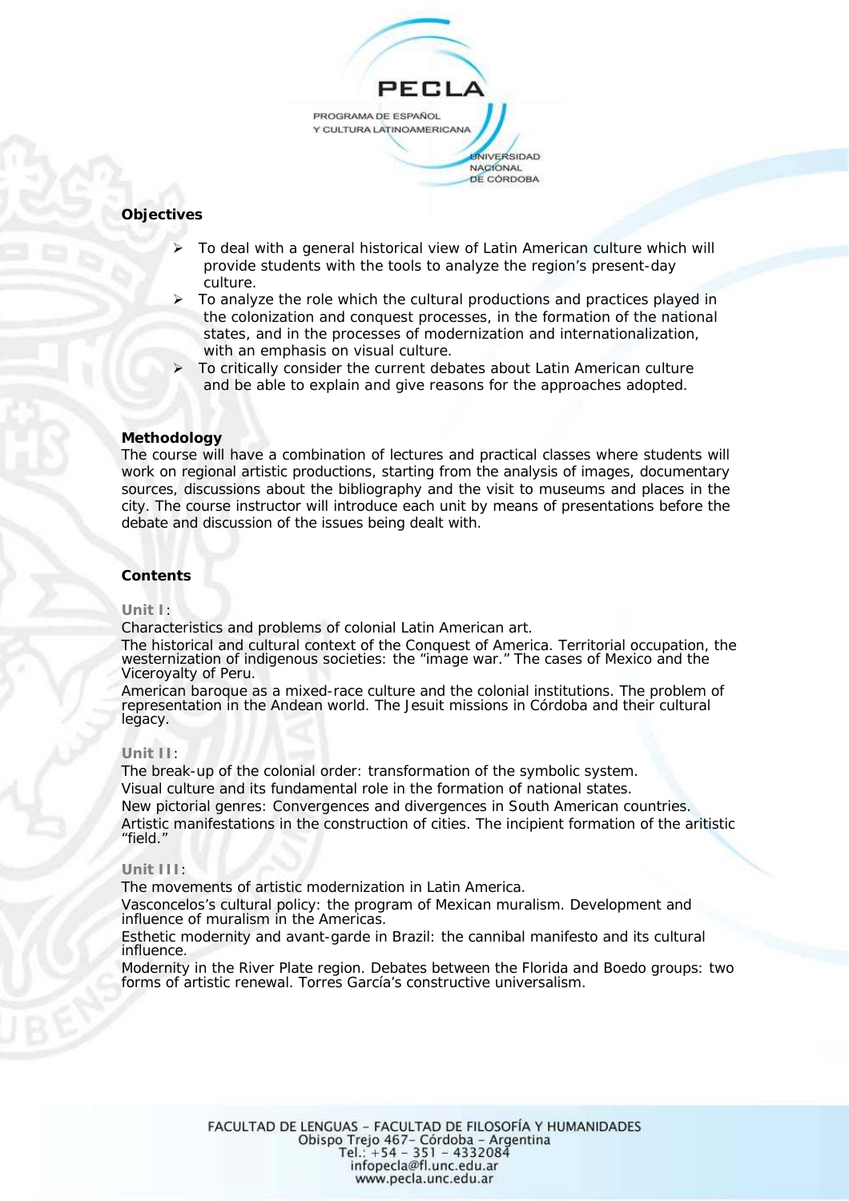**Objectives**

- To deal with a general historical view of Latin American culture which will provide students with the tools to analyze the region's present-day culture.
- To analyze the role which the cultural productions and practices played in the colonization and conquest processes, in the formation of the national states, and in the processes of modernization and internationalization, with an emphasis on visual culture.
- To critically consider the current debates about Latin American culture and be able to explain and give reasons for the approaches adopted.

**Methodology**

The course will have a combination of lectures and practical classes where students will work on regional artistic productions, starting from the analysis of images, documentary sources, discussions about the bibliography and the visit to museums and places in the city. The course instructor will introduce each unit by means of presentations before the debate and discussion of the issues being dealt with.

**Contents**

**Unit I**:

Characteristics and problems of colonial Latin American art.

The historical and cultural context of the Conquest of America. Territorial occupation, the westernization of indigenous societies: the "image war." The cases of Mexico and the Viceroyalty of Peru.

American baroque as a mixed-race culture and the colonial institutions. The problem of representation in the Andean world. The Jesuit missions in Córdoba and their cultural legacy.

**Unit II**:

The break-up of the colonial order: transformation of the symbolic system.

Visual culture and its fundamental role in the formation of national states.

New pictorial genres: Convergences and divergences in South American countries.

Artistic manifestations in the construction of cities. The incipient formation of the aritistic "field."

**Unit III**:

The movements of artistic modernization in Latin America.

Vasconcelos's cultural policy: the program of Mexican muralism. Development and influence of muralism in the Americas.

Esthetic modernity and avant-garde in Brazil: the cannibal manifesto and its cultural influence.

Modernity in the River Plate region. Debates between the Florida and Boedo groups: two forms of artistic renewal. Torres García's constructive universalism.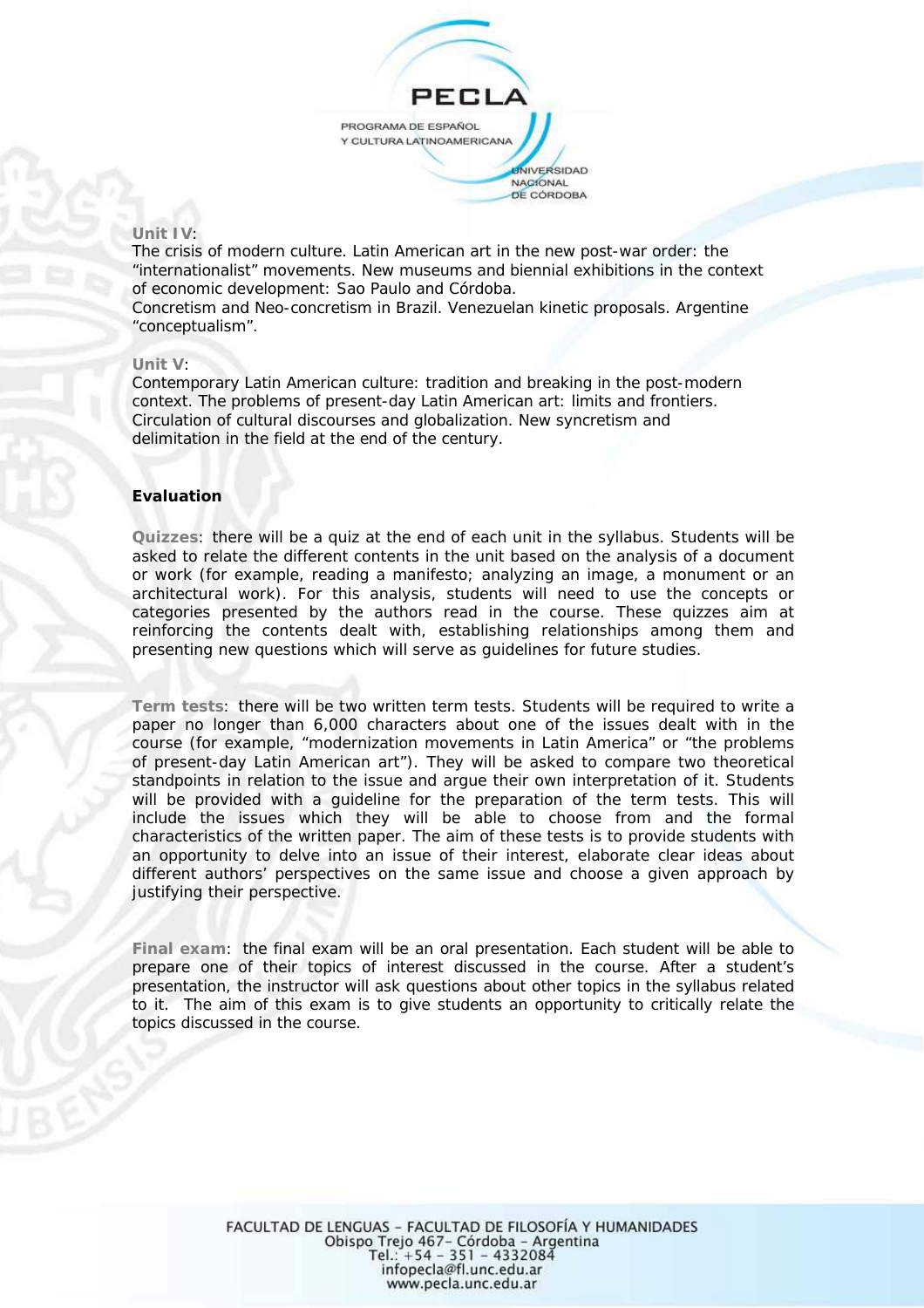**Unit IV**:

The crisis of modern culture. Latin American art in the new post-war order: the “internationalist” movements. New museums and biennial exhibitions in the context of economic development: Sao Paulo and Córdoba.

Concretism and Neo-concretism in Brazil. Venezuelan kinetic proposals. Argentine “conceptualism”.

**Unit V**:

Contemporary Latin American culture: tradition and breaking in the post-modern context. The problems of present-day Latin American art: limits and frontiers. Circulation of cultural discourses and globalization. New syncretism and delimitation in the field at the end of the century.

## Evaluation

**Quizzes**: there will be a quiz at the end of each unit in the syllabus. Students will be asked to relate the different contents in the unit based on the analysis of a document or work (for example, reading a manifesto; analyzing an image, a monument or an architectural work). For this analysis, students will need to use the concepts or categories presented by the authors read in the course. These quizzes aim at reinforcing the contents dealt with, establishing relationships among them and presenting new questions which will serve as guidelines for future studies.

**Term tests**: there will be two written term tests. Students will be required to write a paper no longer than 6,000 characters about one of the issues dealt with in the course (for example, “modernization movements in Latin America” or “the problems of present-day Latin American art”). They will be asked to compare two theoretical standpoints in relation to the issue and argue their own interpretation of it. Students will be provided with a guideline for the preparation of the term tests. This will include the issues which they will be able to choose from and the formal characteristics of the written paper. The aim of these tests is to provide students with an opportunity to delve into an issue of their interest, elaborate clear ideas about different authors’ perspectives on the same issue and choose a given approach by justifying their perspective.

**Final exam**: the final exam will be an oral presentation. Each student will be able to prepare one of their topics of interest discussed in the course. After a student’s presentation, the instructor will ask questions about other topics in the syllabus related to it. The aim of this exam is to give students an opportunity to critically relate the topics discussed in the course.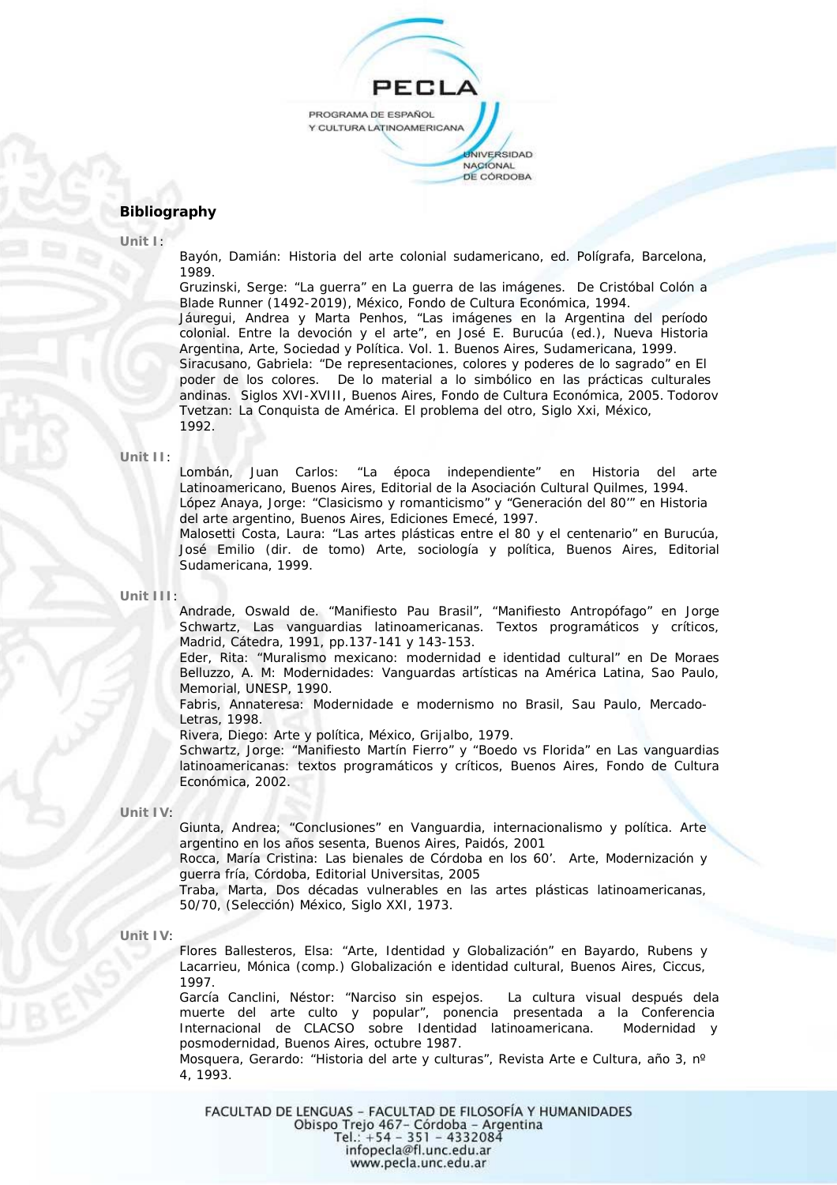## Bibliography

**Unit I:**

Bayón, Damián: Historia del arte colonial sudamericano, ed. Polígrafa, Barcelona, 1989.
Gruzinski, Serge: "La guerra" en La guerra de las imágenes. De Cristóbal Colón a Blade Runner (1492-2019), México, Fondo de Cultura Económica, 1994.
Jáuregui, Andrea y Marta Penhos, "Las imágenes en la Argentina del período colonial. Entre la devoción y el arte", en José E. Burucúa (ed.), Nueva Historia Argentina, Arte, Sociedad y Política. Vol. 1. Buenos Aires, Sudamericana, 1999.
Siracusano, Gabriela: "De representaciones, colores y poderes de lo sagrado" en El poder de los colores. De lo material a lo simbólico en las prácticas culturales andinas. Siglos XVI-XVIII, Buenos Aires, Fondo de Cultura Económica, 2005. Todorov Tvetzan: La Conquista de América. El problema del otro, Siglo Xxi, México, 1992.

**Unit II:**

Lombán, Juan Carlos: "La época independiente" en Historia del arte Latinoamericano, Buenos Aires, Editorial de la Asociación Cultural Quilmes, 1994.
López Anaya, Jorge: "Clasicismo y romanticismo" y "Generación del 80'" en Historia del arte argentino, Buenos Aires, Ediciones Emecé, 1997.
Malosetti Costa, Laura: "Las artes plásticas entre el 80 y el centenario" en Burucúa, José Emilio (dir. de tomo) Arte, sociología y política, Buenos Aires, Editorial Sudamericana, 1999.

**Unit III:**

Andrade, Oswald de. "Manifiesto Pau Brasil", "Manifiesto Antropófago" en Jorge Schwartz, Las vanguardias latinoamericanas. Textos programáticos y críticos, Madrid, Cátedra, 1991, pp.137-141 y 143-153.
Eder, Rita: "Muralismo mexicano: modernidad e identidad cultural" en De Moraes Belluzzo, A. M: Modernidades: Vanguardas artísticas na América Latina, Sao Paulo, Memorial, UNESP, 1990.
Fabris, Annateresa: Modernidade e modernismo no Brasil, Sau Paulo, Mercado-Letras, 1998.
Rivera, Diego: Arte y política, México, Grijalbo, 1979.
Schwartz, Jorge: "Manifiesto Martín Fierro" y "Boedo vs Florida" en Las vanguardias latinoamericanas: textos programáticos y críticos, Buenos Aires, Fondo de Cultura Económica, 2002.

**Unit IV:**

Giunta, Andrea; "Conclusiones" en Vanguardia, internacionalismo y política. Arte argentino en los años sesenta, Buenos Aires, Paidós, 2001
Rocca, María Cristina: Las bienales de Córdoba en los 60'. Arte, Modernización y guerra fría, Córdoba, Editorial Universitas, 2005
Traba, Marta, Dos décadas vulnerables en las artes plásticas latinoamericanas, 50/70, (Selección) México, Siglo XXI, 1973.

**Unit IV:**

Flores Ballesteros, Elsa: "Arte, Identidad y Globalización" en Bayardo, Rubens y Lacarrieu, Mónica (comp.) Globalización e identidad cultural, Buenos Aires, Ciccus, 1997.
García Canclini, Néstor: "Narciso sin espejos. La cultura visual después dela muerte del arte culto y popular", ponencia presentada a la Conferencia Internacional de CLACSO sobre Identidad latinoamericana. Modernidad y posmodernidad, Buenos Aires, octubre 1987.
Mosquera, Gerardo: "Historia del arte y culturas", Revista Arte e Cultura, año 3, nº 4, 1993.